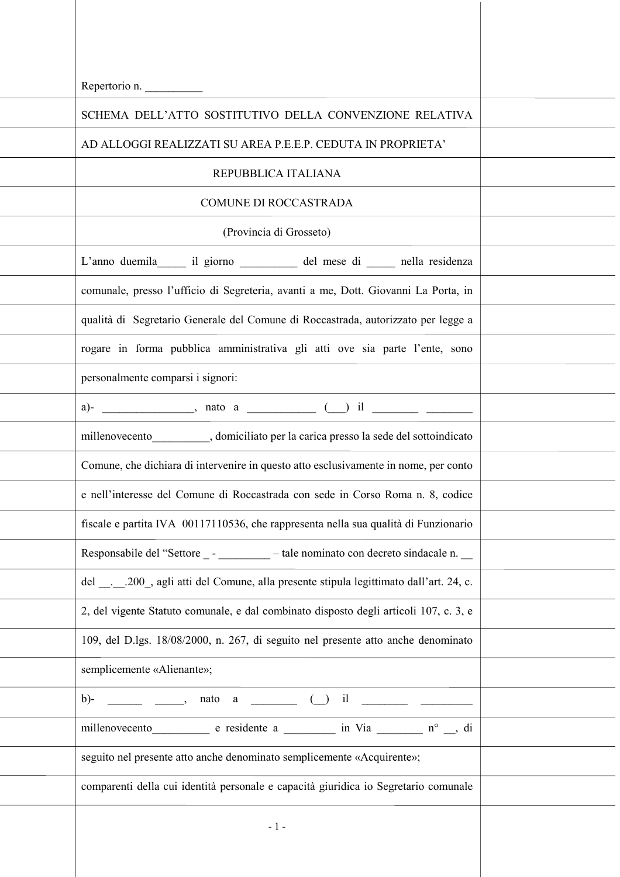Repertorio n. __________

SCHEMA DELL'ATTO SOSTITUTIVO DELLA CONVENZIONE RELATIVA AD ALLOGGI REALIZZATI SU AREA P.E.E.P. CEDUTA IN PROPRIETA'

REPUBBLICA ITALIANA

COMUNE DI ROCCASTRADA

(Provincia di Grosseto)

L'anno duemila_____ il giorno __________ del mese di _____ nella residenza comunale, presso l'ufficio di Segreteria, avanti a me, Dott. Giovanni La Porta, in qualità di Segretario Generale del Comune di Roccastrada, autorizzato per legge a rogare in forma pubblica amministrativa gli atti ove sia parte l'ente, sono personalmente comparsi i signori:

a)- ________________, nato a ____________ (___) il ________ ________ millenovecento__________, domiciliato per la carica presso la sede del sottoindicato Comune, che dichiara di intervenire in questo atto esclusivamente in nome, per conto e nell'interesse del Comune di Roccastrada con sede in Corso Roma n. 8, codice fiscale e partita IVA 00117110536, che rappresenta nella sua qualità di Funzionario Responsabile del "Settore _ - _________ – tale nominato con decreto sindacale n. __ del __.__.200_, agli atti del Comune, alla presente stipula legittimato dall'art. 24, c. 2, del vigente Statuto comunale, e dal combinato disposto degli articoli 107, c. 3, e 109, del D.lgs. 18/08/2000, n. 267, di seguito nel presente atto anche denominato semplicemente «Alienante»;

b)- ______ _____, nato a ________ (__) il ________ _________ millenovecento__________ e residente a _________ in Via ________ n° __, di seguito nel presente atto anche denominato semplicemente «Acquirente»;

comparenti della cui identità personale e capacità giuridica io Segretario comunale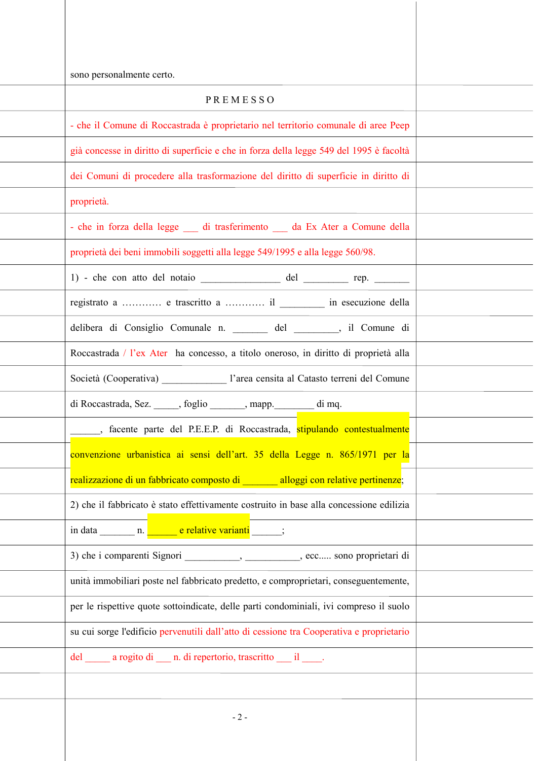sono personalmente certo.

PREMESSO

- che il Comune di Roccastrada è proprietario nel territorio comunale di aree Peep già concesse in diritto di superficie e che in forza della legge 549 del 1995 è facoltà dei Comuni di procedere alla trasformazione del diritto di superficie in diritto di proprietà.

- che in forza della legge ___ di trasferimento ___ da Ex Ater a Comune della proprietà dei beni immobili soggetti alla legge 549/1995 e alla legge 560/98.

1) - che con atto del notaio ________________ del _________ rep. _______ registrato a ………… e trascritto a ………… il _________ in esecuzione della delibera di Consiglio Comunale n. _______ del _________, il Comune di Roccastrada / l'ex Ater ha concesso, a titolo oneroso, in diritto di proprietà alla Società (Cooperativa) _____________ l'area censita al Catasto terreni del Comune di Roccastrada, Sez. _____, foglio _______, mapp.________ di mq. ______, facente parte del P.E.E.P. di Roccastrada, stipulando contestualmente convenzione urbanistica ai sensi dell'art. 35 della Legge n. 865/1971 per la realizzazione di un fabbricato composto di _______ alloggi con relative pertinenze;

2) che il fabbricato è stato effettivamente costruito in base alla concessione edilizia in data _______ n. ______ e relative varianti ______;

3) che i comparenti Signori ___________, ___________, ecc..... sono proprietari di unità immobiliari poste nel fabbricato predetto, e comproprietari, conseguentemente, per le rispettive quote sottoindicate, delle parti condominiali, ivi compreso il suolo su cui sorge l'edificio pervenutili dall'atto di cessione tra Cooperativa e proprietario del _____ a rogito di ___ n. di repertorio, trascritto ___ il ____.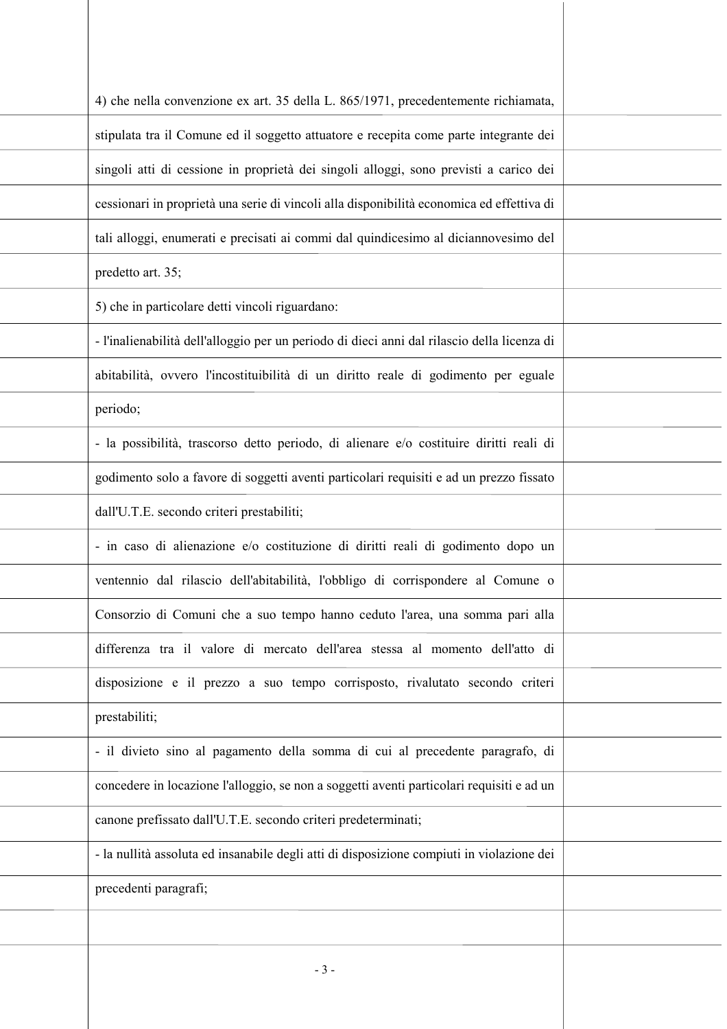4) che nella convenzione ex art. 35 della L. 865/1971, precedentemente richiamata, stipulata tra il Comune ed il soggetto attuatore e recepita come parte integrante dei singoli atti di cessione in proprietà dei singoli alloggi, sono previsti a carico dei cessionari in proprietà una serie di vincoli alla disponibilità economica ed effettiva di tali alloggi, enumerati e precisati ai commi dal quindicesimo al diciannovesimo del predetto art. 35;

5) che in particolare detti vincoli riguardano:

- l'inalienabilità dell'alloggio per un periodo di dieci anni dal rilascio della licenza di abitabilità, ovvero l'incostituibilità di un diritto reale di godimento per eguale periodo;
- la possibilità, trascorso detto periodo, di alienare e/o costituire diritti reali di godimento solo a favore di soggetti aventi particolari requisiti e ad un prezzo fissato dall'U.T.E. secondo criteri prestabiliti;
- in caso di alienazione e/o costituzione di diritti reali di godimento dopo un ventennio dal rilascio dell'abitabilità, l'obbligo di corrispondere al Comune o Consorzio di Comuni che a suo tempo hanno ceduto l'area, una somma pari alla differenza tra il valore di mercato dell'area stessa al momento dell'atto di disposizione e il prezzo a suo tempo corrisposto, rivalutato secondo criteri prestabiliti;
- il divieto sino al pagamento della somma di cui al precedente paragrafo, di concedere in locazione l'alloggio, se non a soggetti aventi particolari requisiti e ad un canone prefissato dall'U.T.E. secondo criteri predeterminati;
- la nullità assoluta ed insanabile degli atti di disposizione compiuti in violazione dei precedenti paragrafi;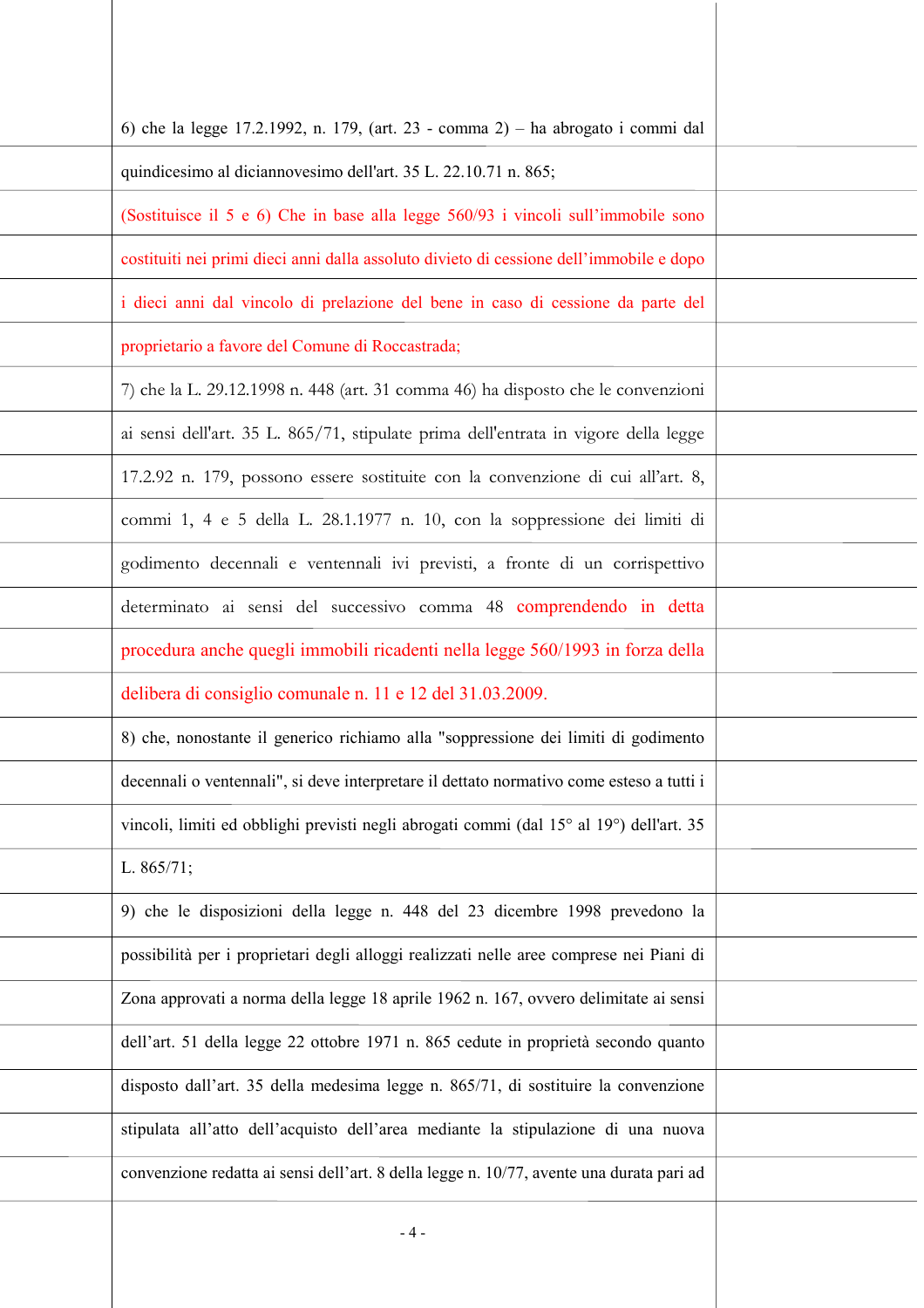6) che la legge 17.2.1992, n. 179, (art. 23 - comma 2) – ha abrogato i commi dal quindicesimo al diciannovesimo dell'art. 35 L. 22.10.71 n. 865;

(Sostituisce il 5 e 6) Che in base alla legge 560/93 i vincoli sull'immobile sono costituiti nei primi dieci anni dalla assoluto divieto di cessione dell'immobile e dopo i dieci anni dal vincolo di prelazione del bene in caso di cessione da parte del proprietario a favore del Comune di Roccastrada;

7) che la L. 29.12.1998 n. 448 (art. 31 comma 46) ha disposto che le convenzioni ai sensi dell'art. 35 L. 865/71, stipulate prima dell'entrata in vigore della legge 17.2.92 n. 179, possono essere sostituite con la convenzione di cui all'art. 8, commi 1, 4 e 5 della L. 28.1.1977 n. 10, con la soppressione dei limiti di godimento decennali e ventennali ivi previsti, a fronte di un corrispettivo determinato ai sensi del successivo comma 48 comprendendo in detta procedura anche quegli immobili ricadenti nella legge 560/1993 in forza della delibera di consiglio comunale n. 11 e 12 del 31.03.2009.

8) che, nonostante il generico richiamo alla "soppressione dei limiti di godimento decennali o ventennali", si deve interpretare il dettato normativo come esteso a tutti i vincoli, limiti ed obblighi previsti negli abrogati commi (dal 15° al 19°) dell'art. 35 L. 865/71;

9) che le disposizioni della legge n. 448 del 23 dicembre 1998 prevedono la possibilità per i proprietari degli alloggi realizzati nelle aree comprese nei Piani di Zona approvati a norma della legge 18 aprile 1962 n. 167, ovvero delimitate ai sensi dell'art. 51 della legge 22 ottobre 1971 n. 865 cedute in proprietà secondo quanto disposto dall'art. 35 della medesima legge n. 865/71, di sostituire la convenzione stipulata all'atto dell'acquisto dell'area mediante la stipulazione di una nuova convenzione redatta ai sensi dell'art. 8 della legge n. 10/77, avente una durata pari ad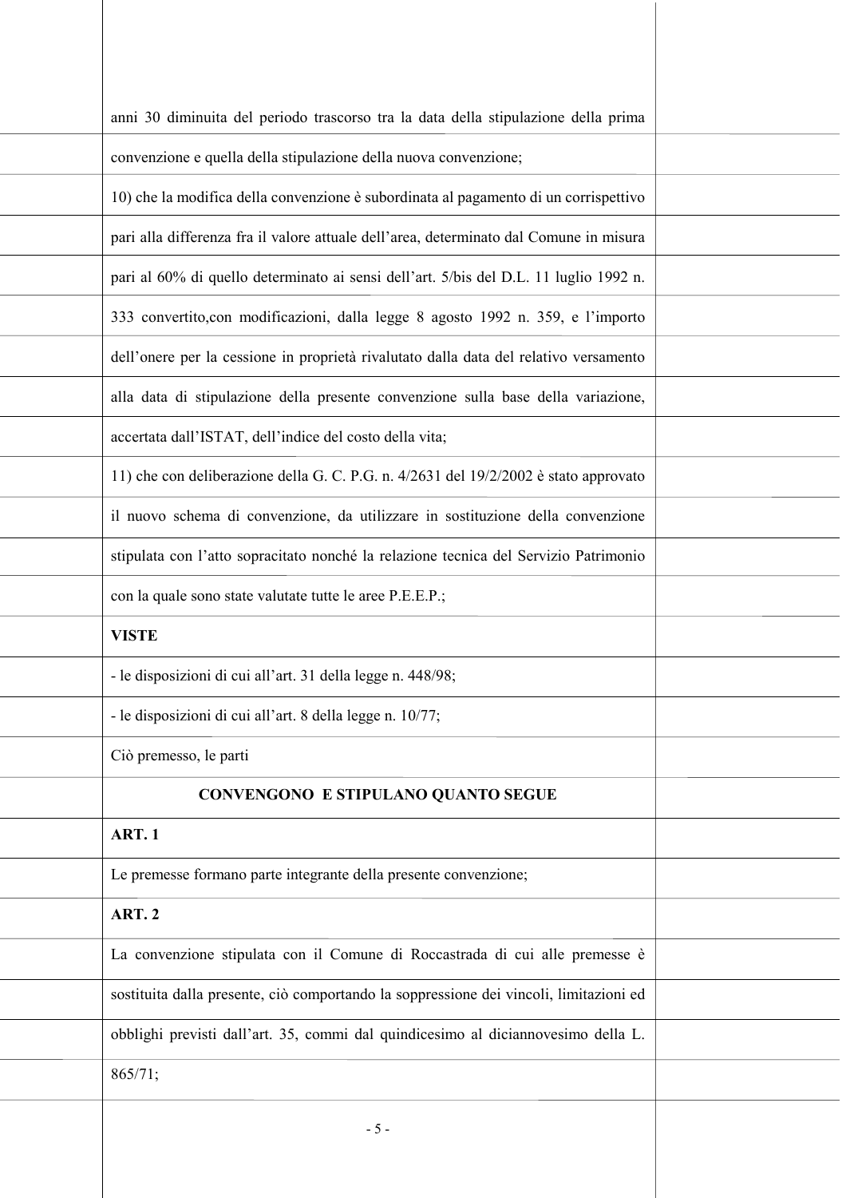anni 30 diminuita del periodo trascorso tra la data della stipulazione della prima convenzione e quella della stipulazione della nuova convenzione;

10) che la modifica della convenzione è subordinata al pagamento di un corrispettivo pari alla differenza fra il valore attuale dell'area, determinato dal Comune in misura pari al 60% di quello determinato ai sensi dell'art. 5/bis del D.L. 11 luglio 1992 n. 333 convertito,con modificazioni, dalla legge 8 agosto 1992 n. 359, e l'importo dell'onere per la cessione in proprietà rivalutato dalla data del relativo versamento alla data di stipulazione della presente convenzione sulla base della variazione, accertata dall'ISTAT, dell'indice del costo della vita;

11) che con deliberazione della G. C. P.G. n. 4/2631 del 19/2/2002 è stato approvato il nuovo schema di convenzione, da utilizzare in sostituzione della convenzione stipulata con l'atto sopracitato nonché la relazione tecnica del Servizio Patrimonio con la quale sono state valutate tutte le aree P.E.E.P.;

**VISTE**

- le disposizioni di cui all'art. 31 della legge n. 448/98;
- le disposizioni di cui all'art. 8 della legge n. 10/77;

Ciò premesso, le parti

**CONVENGONO E STIPULANO QUANTO SEGUE**

**ART. 1**

Le premesse formano parte integrante della presente convenzione;

**ART. 2**

La convenzione stipulata con il Comune di Roccastrada di cui alle premesse è sostituita dalla presente, ciò comportando la soppressione dei vincoli, limitazioni ed obblighi previsti dall'art. 35, commi dal quindicesimo al diciannovesimo della L. 865/71;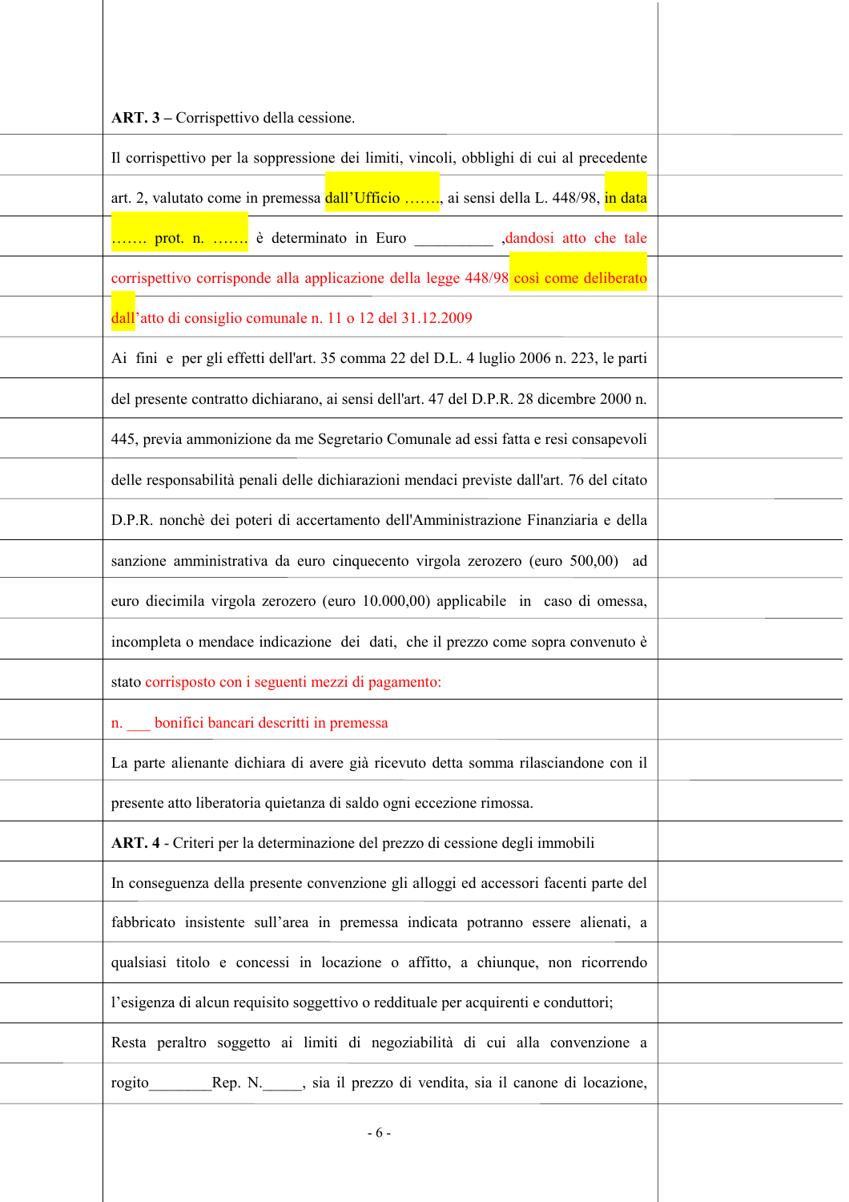**ART. 3** – Corrispettivo della cessione.

Il corrispettivo per la soppressione dei limiti, vincoli, obblighi di cui al precedente art. 2, valutato come in premessa dall'Ufficio ……., ai sensi della L. 448/98, in data ……. prot. n. ……. è determinato in Euro __________ ,dandosi atto che tale corrispettivo corrisponde alla applicazione della legge 448/98 così come deliberato dall'atto di consiglio comunale n. 11 o 12 del 31.12.2009

Ai fini e per gli effetti dell'art. 35 comma 22 del D.L. 4 luglio 2006 n. 223, le parti del presente contratto dichiarano, ai sensi dell'art. 47 del D.P.R. 28 dicembre 2000 n. 445, previa ammonizione da me Segretario Comunale ad essi fatta e resi consapevoli delle responsabilità penali delle dichiarazioni mendaci previste dall'art. 76 del citato D.P.R. nonchè dei poteri di accertamento dell'Amministrazione Finanziaria e della sanzione amministrativa da euro cinquecento virgola zerozero (euro 500,00) ad euro diecimila virgola zerozero (euro 10.000,00) applicabile in caso di omessa, incompleta o mendace indicazione dei dati, che il prezzo come sopra convenuto è stato corrisposto con i seguenti mezzi di pagamento:

n. ___ bonifici bancari descritti in premessa

La parte alienante dichiara di avere già ricevuto detta somma rilasciandone con il presente atto liberatoria quietanza di saldo ogni eccezione rimossa.

**ART. 4** - Criteri per la determinazione del prezzo di cessione degli immobili

In conseguenza della presente convenzione gli alloggi ed accessori facenti parte del fabbricato insistente sull'area in premessa indicata potranno essere alienati, a qualsiasi titolo e concessi in locazione o affitto, a chiunque, non ricorrendo l'esigenza di alcun requisito soggettivo o reddituale per acquirenti e conduttori;

Resta peraltro soggetto ai limiti di negoziabilità di cui alla convenzione a rogito________Rep. N._____, sia il prezzo di vendita, sia il canone di locazione,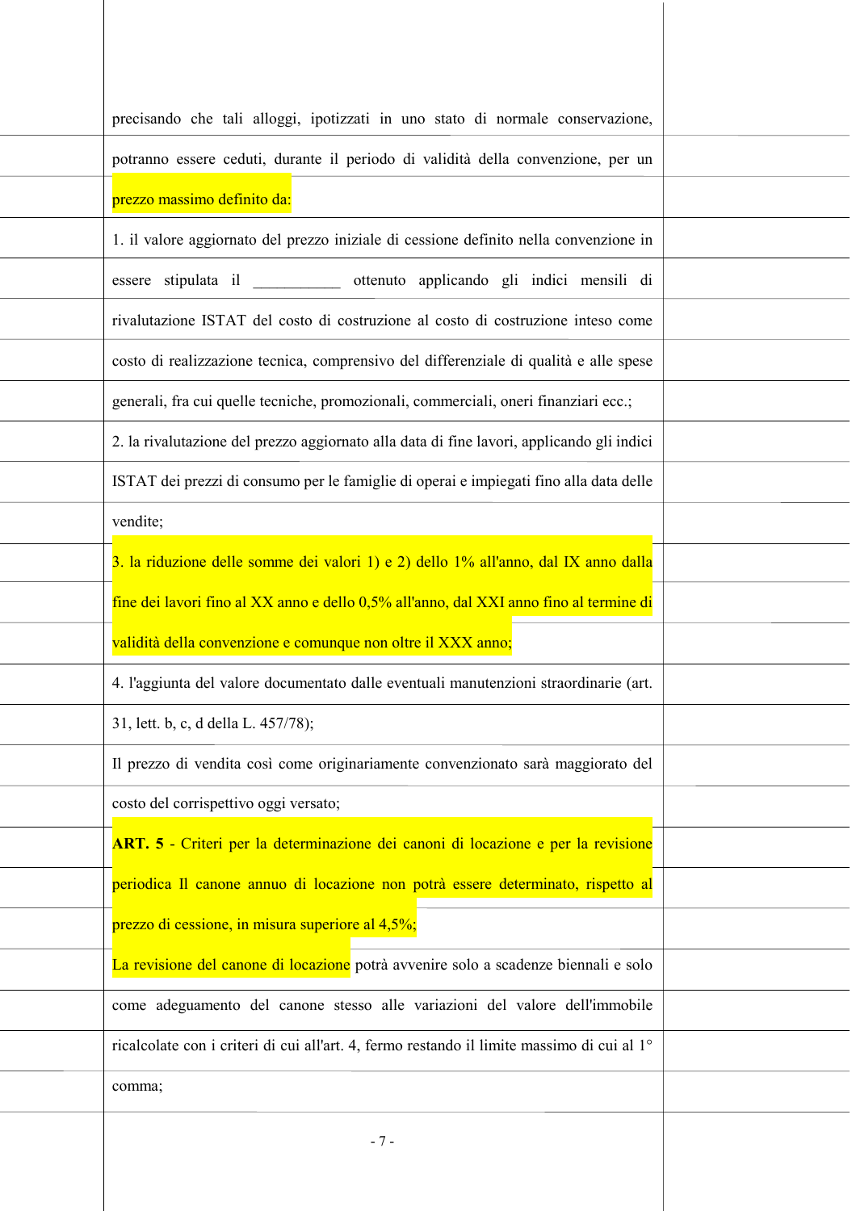precisando che tali alloggi, ipotizzati in uno stato di normale conservazione, potranno essere ceduti, durante il periodo di validità della convenzione, per un prezzo massimo definito da:

1. il valore aggiornato del prezzo iniziale di cessione definito nella convenzione in essere stipulata il ___________ ottenuto applicando gli indici mensili di rivalutazione ISTAT del costo di costruzione al costo di costruzione inteso come costo di realizzazione tecnica, comprensivo del differenziale di qualità e alle spese generali, fra cui quelle tecniche, promozionali, commerciali, oneri finanziari ecc.;

2. la rivalutazione del prezzo aggiornato alla data di fine lavori, applicando gli indici ISTAT dei prezzi di consumo per le famiglie di operai e impiegati fino alla data delle vendite;

3. la riduzione delle somme dei valori 1) e 2) dello 1% all'anno, dal IX anno dalla fine dei lavori fino al XX anno e dello 0,5% all'anno, dal XXI anno fino al termine di validità della convenzione e comunque non oltre il XXX anno;

4. l'aggiunta del valore documentato dalle eventuali manutenzioni straordinarie (art. 31, lett. b, c, d della L. 457/78);

Il prezzo di vendita così come originariamente convenzionato sarà maggiorato del costo del corrispettivo oggi versato;

**ART. 5** - Criteri per la determinazione dei canoni di locazione e per la revisione periodica Il canone annuo di locazione non potrà essere determinato, rispetto al prezzo di cessione, in misura superiore al 4,5%;

La revisione del canone di locazione potrà avvenire solo a scadenze biennali e solo come adeguamento del canone stesso alle variazioni del valore dell'immobile ricalcolate con i criteri di cui all'art. 4, fermo restando il limite massimo di cui al 1° comma;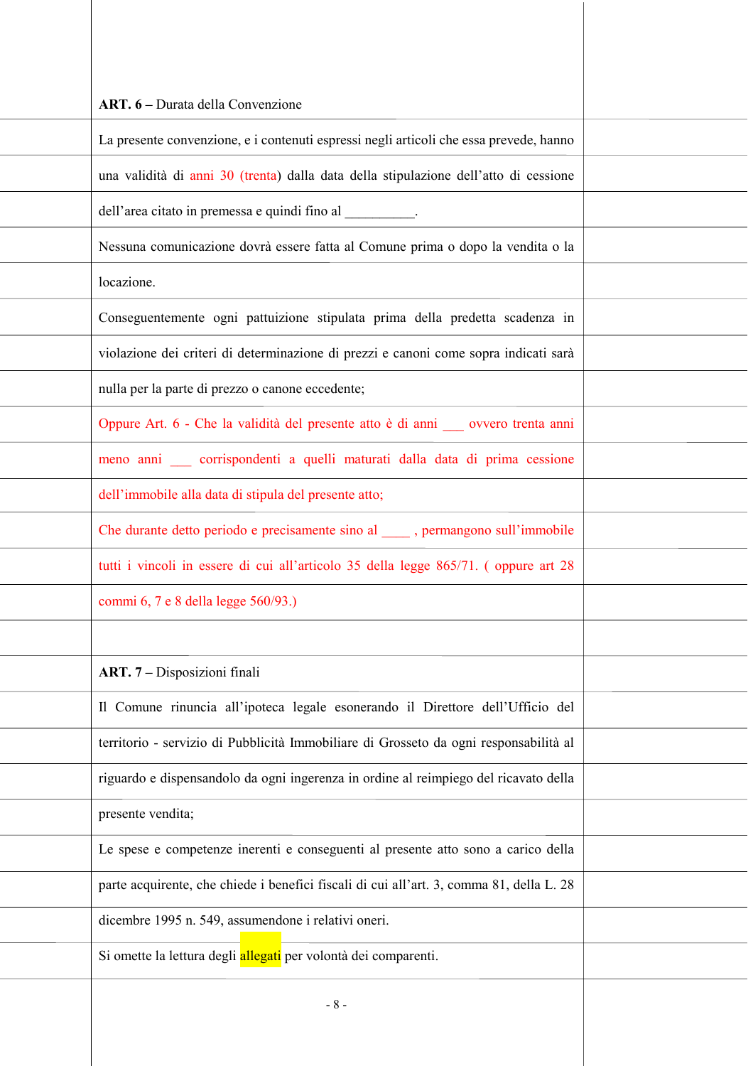**ART. 6 –** Durata della Convenzione

La presente convenzione, e i contenuti espressi negli articoli che essa prevede, hanno una validità di anni 30 (trenta) dalla data della stipulazione dell'atto di cessione dell'area citato in premessa e quindi fino al __________.

Nessuna comunicazione dovrà essere fatta al Comune prima o dopo la vendita o la locazione.

Conseguentemente ogni pattuizione stipulata prima della predetta scadenza in violazione dei criteri di determinazione di prezzi e canoni come sopra indicati sarà nulla per la parte di prezzo o canone eccedente;

Oppure Art. 6 - Che la validità del presente atto è di anni ___ ovvero trenta anni meno anni ___ corrispondenti a quelli maturati dalla data di prima cessione dell'immobile alla data di stipula del presente atto;

Che durante detto periodo e precisamente sino al ____ , permangono sull'immobile tutti i vincoli in essere di cui all'articolo 35 della legge 865/71. ( oppure art 28 commi 6, 7 e 8 della legge 560/93.)

**ART. 7 –** Disposizioni finali

Il Comune rinuncia all'ipoteca legale esonerando il Direttore dell'Ufficio del territorio - servizio di Pubblicità Immobiliare di Grosseto da ogni responsabilità al riguardo e dispensandolo da ogni ingerenza in ordine al reimpiego del ricavato della presente vendita;

Le spese e competenze inerenti e conseguenti al presente atto sono a carico della parte acquirente, che chiede i benefici fiscali di cui all'art. 3, comma 81, della L. 28 dicembre 1995 n. 549, assumendone i relativi oneri.

Si omette la lettura degli allegati per volontà dei comparenti.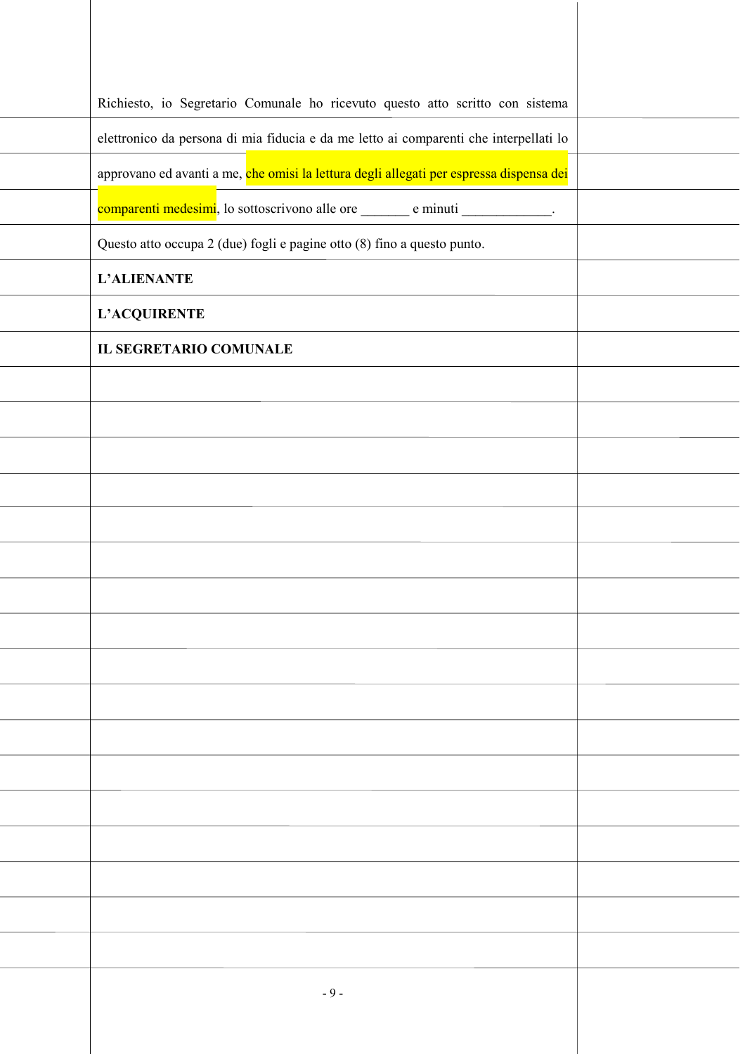Richiesto, io Segretario Comunale ho ricevuto questo atto scritto con sistema elettronico da persona di mia fiducia e da me letto ai comparenti che interpellati lo approvano ed avanti a me, che omisi la lettura degli allegati per espressa dispensa dei comparenti medesimi, lo sottoscrivono alle ore _______ e minuti _____________.

Questo atto occupa 2 (due) fogli e pagine otto (8) fino a questo punto.

**L'ALIENANTE**

**L'ACQUIRENTE**

**IL SEGRETARIO COMUNALE**